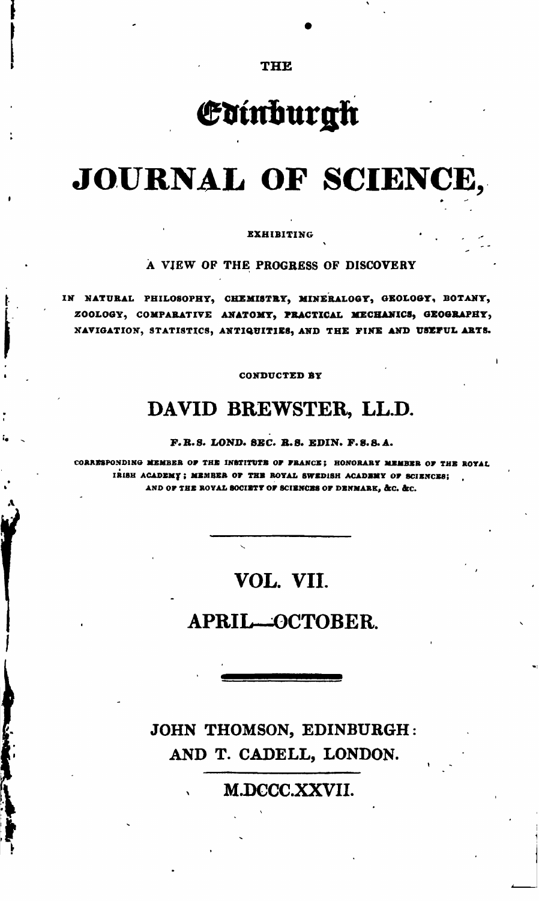THE

# Edinburgh

# JOURNAL OF SCIENCE,

EXHIBITING

A VIEW OF THE PROGRESS OF DISCOVERY

IN NATURAL PHILOSOPHY, CHEMISTRY, MINERALOGY, GEOLOGY, BOTANY, ZOOLOGY, COMPARATIVE ANATOMY, PRACTICAL MECHANICS, GEOGRAPHY, NAVIGATION, STATISTICS, ANTIQUITIES, AND THE FINE AND USEFUL ARTS.

CONDUCTED BY

## DAVID BREWSTER, LL.D.

F.R.S. LOND. SEC. R.S. EDIN. F.S.S.A.

CORRESPONDING MEMBER OF THE INSTITUTE OF FRANCE; HONORARY MEMBER OF THE ROYAL IRISH ACADEMY; MEMBER OF THE ROYAL SWEDISH ACADEMY OF SCIENCES; AND OF THE ROYAL SOCIETY OF SCIENCES OF DENMARK, &c. &c.

---

## VOL. VII.

## APRIL—OCTOBER.

---

JOHN THOMSON, EDINBURGH:
AND T. CADELL, LONDON.

---

M.DCCC.XXVII.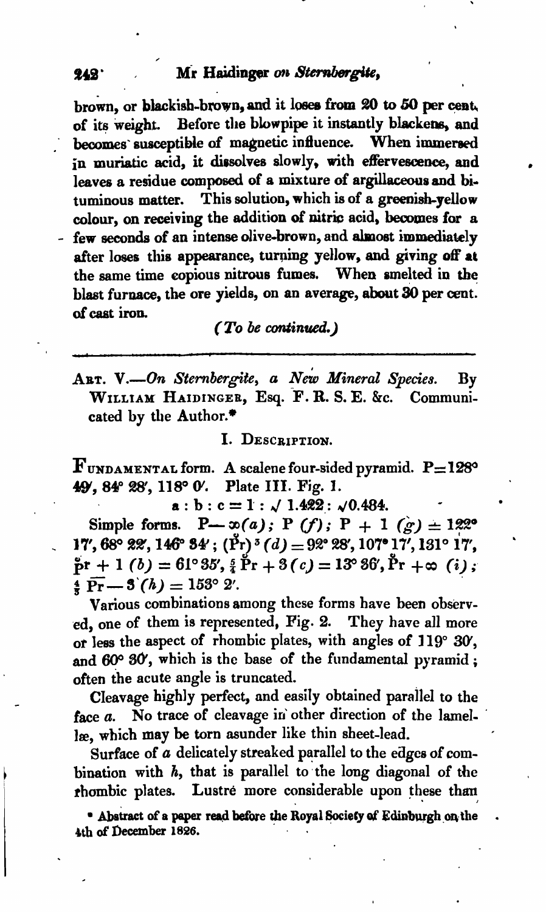brown, or blackish-brown, and it loses from 20 to 50 per cent. of its weight. Before the blowpipe it instantly blackens, and becomes susceptible of magnetic influence. When immersed in muriatic acid, it dissolves slowly, with effervescence, and leaves a residue composed of a mixture of argillaceous and bituminous matter. This solution, which is of a greenish-yellow colour, on receiving the addition of nitric acid, becomes for a few seconds of an intense olive-brown, and almost immediately after loses this appearance, turning yellow, and giving off at the same time copious nitrous fumes. When smelted in the blast furnace, the ore yields, on an average, about 30 per cent. of cast iron.

*(To be continued.)*

---

## ART. V.—*On Sternbergite, a New Mineral Species.* By WILLIAM HAIDINGER, Esq. F. R. S. E. &c. Communicated by the Author.*

### I. DESCRIPTION.

FUNDAMENTAL form. A scalene four-sided pyramid. P = 128° 49′, 84° 28′, 118° 0′. Plate III. Fig. 1.

$$a : b : c = 1 : \sqrt{1.422} : \sqrt{0.484}.$$

Simple forms. P − ∞ (*a*); P (*f*); P + 1 (*g*) = 122° 17′, 68° 22′, 146° 34′; $(\breve{P}r)^3$ (*d*) = 92° 28′, 107° 17′, 131° 17′, $\breve{P}r + 1$ (*b*) = 61° 35′, $\frac{5}{4}\,\breve{P}r + 3$ (*c*) = 13° 36′, $\breve{P}r + \infty$ (*i*); $\frac{4}{3}\,\bar{P}r - 3$ (*h*) = 153° 2′.

Various combinations among these forms have been observed, one of them is represented, Fig. 2. They have all more or less the aspect of rhombic plates, with angles of 119° 30′, and 60° 30′, which is the base of the fundamental pyramid; often the acute angle is truncated.

Cleavage highly perfect, and easily obtained parallel to the face *a*. No trace of cleavage in other direction of the lamellæ, which may be torn asunder like thin sheet-lead.

Surface of *a* delicately streaked parallel to the edges of combination with *h*, that is parallel to the long diagonal of the rhombic plates. Lustre more considerable upon these than

\* Abstract of a paper read before the Royal Society of Edinburgh on the 4th of December 1826.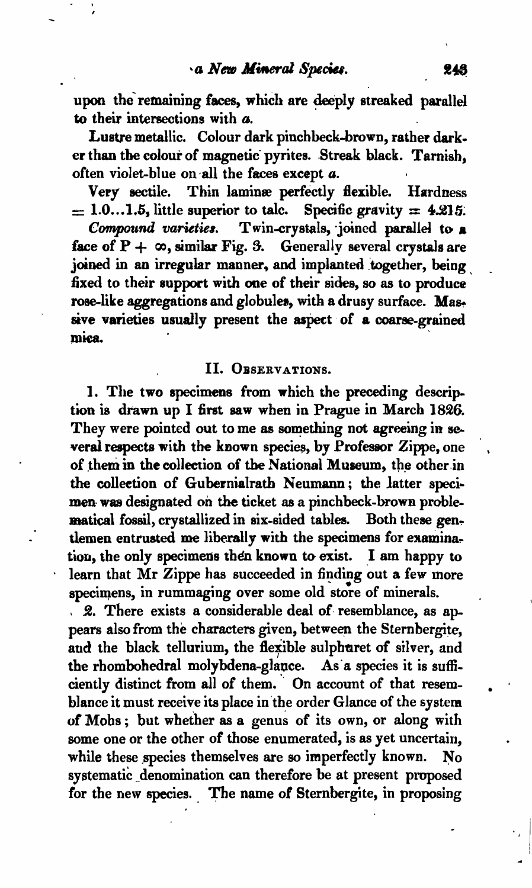upon the remaining faces, which are deeply streaked parallel to their intersections with *a*.

Lustre metallic. Colour dark pinchbeck-brown, rather darker than the colour of magnetic pyrites. Streak black. Tarnish, often violet-blue on all the faces except *a*.

Very sectile. Thin laminæ perfectly flexible. Hardness $= 1.0 \ldots 1.5$, little superior to talc. Specific gravity $= 4.215$.

*Compound varieties.* Twin-crystals, joined parallel to a face of $P + \infty$, similar Fig. 3. Generally several crystals are joined in an irregular manner, and implanted together, being fixed to their support with one of their sides, so as to produce rose-like aggregations and globules, with a drusy surface. Massive varieties usually present the aspect of a coarse-grained mica.

## II. Observations.

1. The two specimens from which the preceding description is drawn up I first saw when in Prague in March 1826. They were pointed out to me as something not agreeing in several respects with the known species, by Professor Zippe, one of them in the collection of the National Museum, the other in the collection of Gubernialrath Neumann; the latter specimen was designated on the ticket as a pinchbeck-brown problematical fossil, crystallized in six-sided tables. Both these gentlemen entrusted me liberally with the specimens for examination, the only specimens then known to exist. I am happy to learn that Mr Zippe has succeeded in finding out a few more specimens, in rummaging over some old store of minerals.

2. There exists a considerable deal of resemblance, as appears also from the characters given, between the Sternbergite, and the black tellurium, the flexible sulphuret of silver, and the rhombohedral molybdena-glance. As a species it is sufficiently distinct from all of them. On account of that resemblance it must receive its place in the order Glance of the system of Mohs; but whether as a genus of its own, or along with some one or the other of those enumerated, is as yet uncertain, while these species themselves are so imperfectly known. No systematic denomination can therefore be at present proposed for the new species. The name of Sternbergite, in proposing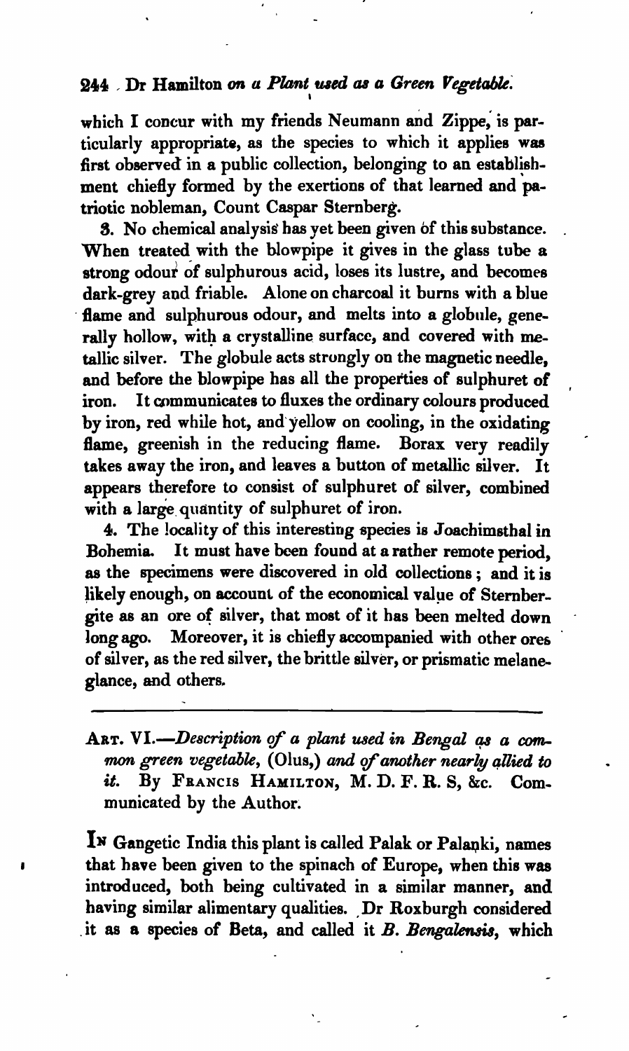which I concur with my friends Neumann and Zippe, is particularly appropriate, as the species to which it applies was first observed in a public collection, belonging to an establishment chiefly formed by the exertions of that learned and patriotic nobleman, Count Caspar Sternberg.

3. No chemical analysis has yet been given of this substance. When treated with the blowpipe it gives in the glass tube a strong odour of sulphurous acid, loses its lustre, and becomes dark-grey and friable. Alone on charcoal it burns with a blue flame and sulphurous odour, and melts into a globule, generally hollow, with a crystalline surface, and covered with metallic silver. The globule acts strongly on the magnetic needle, and before the blowpipe has all the properties of sulphuret of iron. It communicates to fluxes the ordinary colours produced by iron, red while hot, and yellow on cooling, in the oxidating flame, greenish in the reducing flame. Borax very readily takes away the iron, and leaves a button of metallic silver. It appears therefore to consist of sulphuret of silver, combined with a large quantity of sulphuret of iron.

4. The locality of this interesting species is Joachimsthal in Bohemia. It must have been found at a rather remote period, as the specimens were discovered in old collections; and it is likely enough, on account of the economical value of Sternbergite as an ore of silver, that most of it has been melted down long ago. Moreover, it is chiefly accompanied with other ores of silver, as the red silver, the brittle silver, or prismatic melane-glance, and others.

---

## ART. VI.—*Description of a plant used in Bengal as a common green vegetable,* (Olus,) *and of another nearly allied to it.* By FRANCIS HAMILTON, M. D. F. R. S, &c. Communicated by the Author.

In Gangetic India this plant is called Palak or Palanki, names that have been given to the spinach of Europe, when this was introduced, both being cultivated in a similar manner, and having similar alimentary qualities. Dr Roxburgh considered it as a species of Beta, and called it *B. Bengalensis,* which